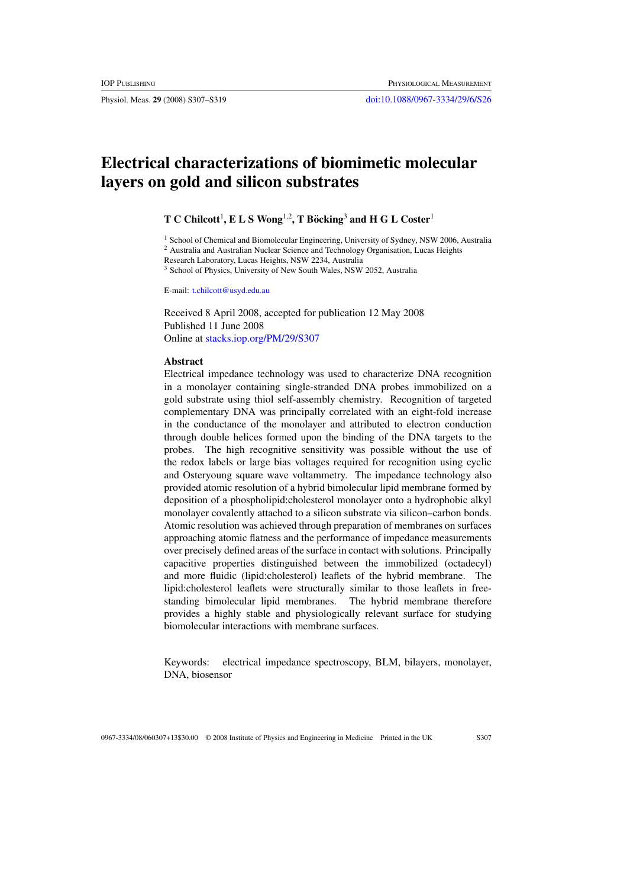# Electrical characterizations of biomimetic molecular layers on gold and silicon substrates

**T C Chilcott**[1], **E L S Wong**[1,2], **T Böcking**[3] **and H G L Coster**[1]

[1] School of Chemical and Biomolecular Engineering, University of Sydney, NSW 2006, Australia
[2] Australia and Australian Nuclear Science and Technology Organisation, Lucas Heights Research Laboratory, Lucas Heights, NSW 2234, Australia
[3] School of Physics, University of New South Wales, NSW 2052, Australia

E-mail: t.chilcott@usyd.edu.au

Received 8 April 2008, accepted for publication 12 May 2008
Published 11 June 2008
Online at stacks.iop.org/PM/29/S307

## Abstract

Electrical impedance technology was used to characterize DNA recognition in a monolayer containing single-stranded DNA probes immobilized on a gold substrate using thiol self-assembly chemistry. Recognition of targeted complementary DNA was principally correlated with an eight-fold increase in the conductance of the monolayer and attributed to electron conduction through double helices formed upon the binding of the DNA targets to the probes. The high recognitive sensitivity was possible without the use of the redox labels or large bias voltages required for recognition using cyclic and Osteryoung square wave voltammetry. The impedance technology also provided atomic resolution of a hybrid bimolecular lipid membrane formed by deposition of a phospholipid:cholesterol monolayer onto a hydrophobic alkyl monolayer covalently attached to a silicon substrate via silicon–carbon bonds. Atomic resolution was achieved through preparation of membranes on surfaces approaching atomic flatness and the performance of impedance measurements over precisely defined areas of the surface in contact with solutions. Principally capacitive properties distinguished between the immobilized (octadecyl) and more fluidic (lipid:cholesterol) leaflets of the hybrid membrane. The lipid:cholesterol leaflets were structurally similar to those leaflets in free-standing bimolecular lipid membranes. The hybrid membrane therefore provides a highly stable and physiologically relevant surface for studying biomolecular interactions with membrane surfaces.

Keywords: electrical impedance spectroscopy, BLM, bilayers, monolayer, DNA, biosensor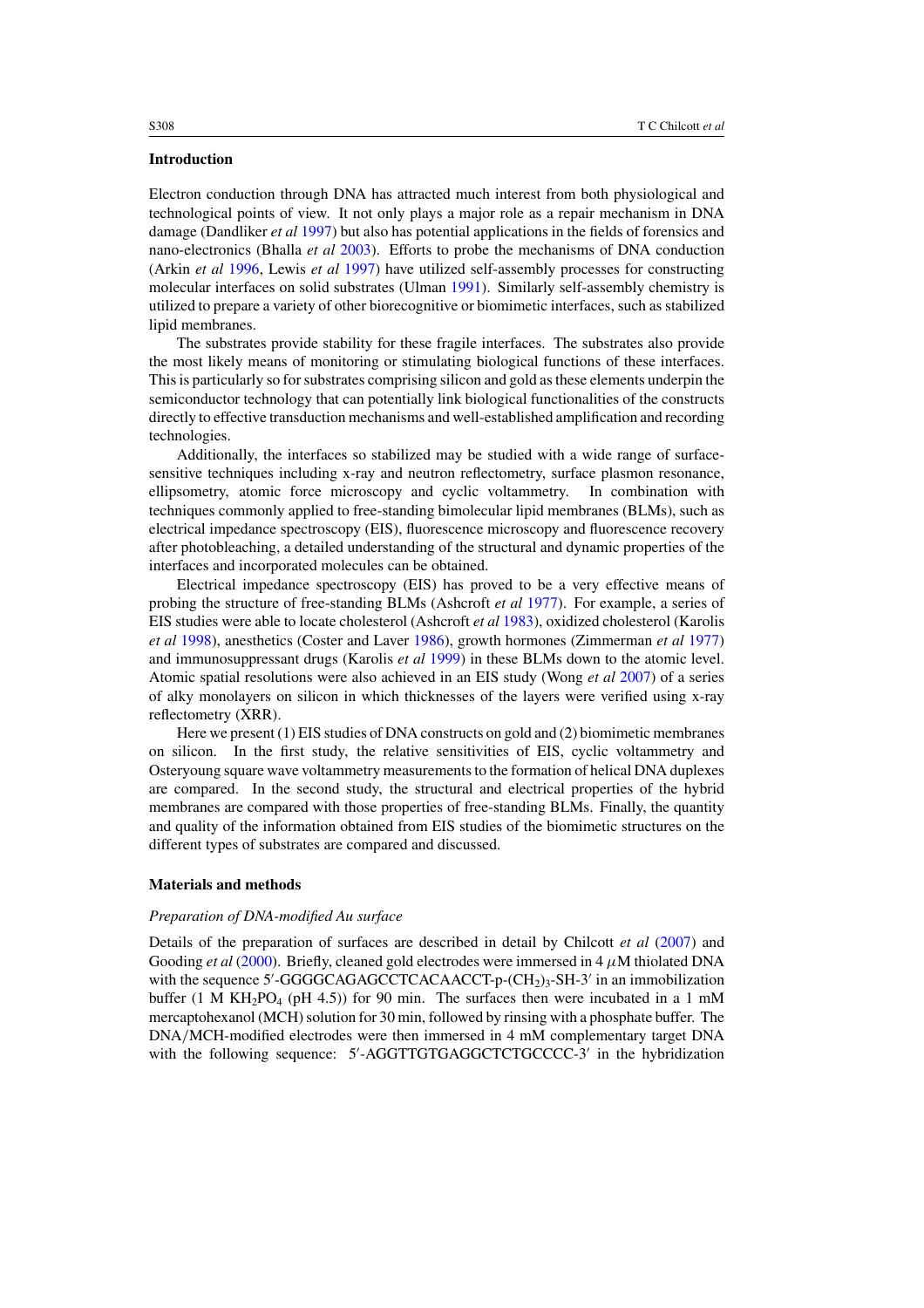## Introduction

Electron conduction through DNA has attracted much interest from both physiological and technological points of view. It not only plays a major role as a repair mechanism in DNA damage (Dandliker *et al* 1997) but also has potential applications in the fields of forensics and nano-electronics (Bhalla *et al* 2003). Efforts to probe the mechanisms of DNA conduction (Arkin *et al* 1996, Lewis *et al* 1997) have utilized self-assembly processes for constructing molecular interfaces on solid substrates (Ulman 1991). Similarly self-assembly chemistry is utilized to prepare a variety of other biorecognitive or biomimetic interfaces, such as stabilized lipid membranes.

The substrates provide stability for these fragile interfaces. The substrates also provide the most likely means of monitoring or stimulating biological functions of these interfaces. This is particularly so for substrates comprising silicon and gold as these elements underpin the semiconductor technology that can potentially link biological functionalities of the constructs directly to effective transduction mechanisms and well-established amplification and recording technologies.

Additionally, the interfaces so stabilized may be studied with a wide range of surface-sensitive techniques including x-ray and neutron reflectometry, surface plasmon resonance, ellipsometry, atomic force microscopy and cyclic voltammetry. In combination with techniques commonly applied to free-standing bimolecular lipid membranes (BLMs), such as electrical impedance spectroscopy (EIS), fluorescence microscopy and fluorescence recovery after photobleaching, a detailed understanding of the structural and dynamic properties of the interfaces and incorporated molecules can be obtained.

Electrical impedance spectroscopy (EIS) has proved to be a very effective means of probing the structure of free-standing BLMs (Ashcroft *et al* 1977). For example, a series of EIS studies were able to locate cholesterol (Ashcroft *et al* 1983), oxidized cholesterol (Karolis *et al* 1998), anesthetics (Coster and Laver 1986), growth hormones (Zimmerman *et al* 1977) and immunosuppressant drugs (Karolis *et al* 1999) in these BLMs down to the atomic level. Atomic spatial resolutions were also achieved in an EIS study (Wong *et al* 2007) of a series of alky monolayers on silicon in which thicknesses of the layers were verified using x-ray reflectometry (XRR).

Here we present (1) EIS studies of DNA constructs on gold and (2) biomimetic membranes on silicon. In the first study, the relative sensitivities of EIS, cyclic voltammetry and Osteryoung square wave voltammetry measurements to the formation of helical DNA duplexes are compared. In the second study, the structural and electrical properties of the hybrid membranes are compared with those properties of free-standing BLMs. Finally, the quantity and quality of the information obtained from EIS studies of the biomimetic structures on the different types of substrates are compared and discussed.

## Materials and methods

### *Preparation of DNA-modified Au surface*

Details of the preparation of surfaces are described in detail by Chilcott *et al* (2007) and Gooding *et al* (2000). Briefly, cleaned gold electrodes were immersed in 4 $\mu$M thiolated DNA with the sequence 5′-GGGGCAGAGCCTCACAACCT-p-$(CH_2)_3$-SH-3′ in an immobilization buffer (1 M $KH_2PO_4$ (pH 4.5)) for 90 min. The surfaces then were incubated in a 1 mM mercaptohexanol (MCH) solution for 30 min, followed by rinsing with a phosphate buffer. The DNA/MCH-modified electrodes were then immersed in 4 mM complementary target DNA with the following sequence: 5′-AGGTTGTGAGGCTCTGCCCC-3′ in the hybridization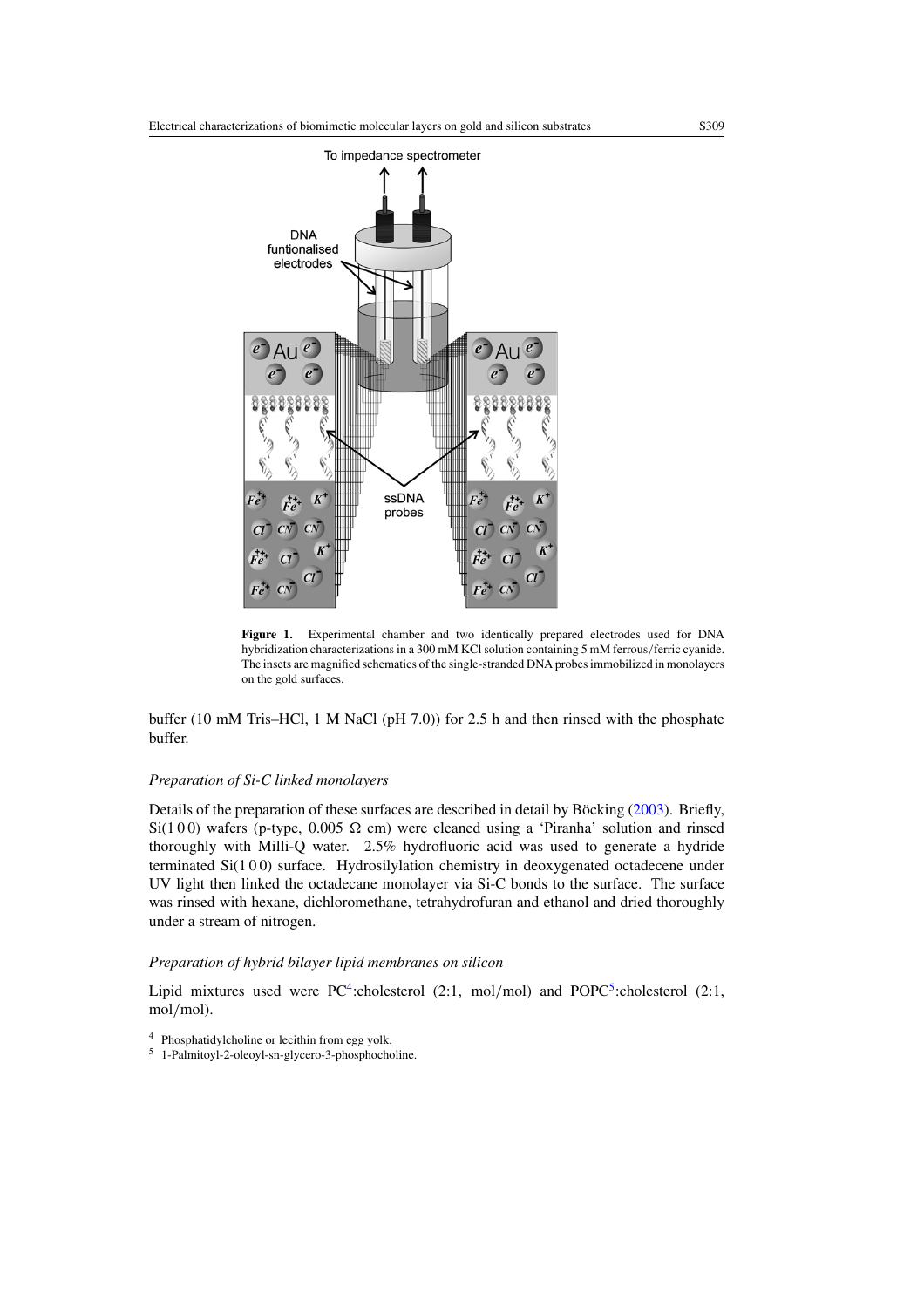**Figure 1.** Experimental chamber and two identically prepared electrodes used for DNA hybridization characterizations in a 300 mM KCl solution containing 5 mM ferrous/ferric cyanide. The insets are magnified schematics of the single-stranded DNA probes immobilized in monolayers on the gold surfaces.

buffer (10 mM Tris–HCl, 1 M NaCl (pH 7.0)) for 2.5 h and then rinsed with the phosphate buffer.

### *Preparation of Si-C linked monolayers*

Details of the preparation of these surfaces are described in detail by Böcking (2003). Briefly, Si(1 0 0) wafers (p-type, 0.005 Ω cm) were cleaned using a 'Piranha' solution and rinsed thoroughly with Milli-Q water. 2.5% hydrofluoric acid was used to generate a hydride terminated Si(1 0 0) surface. Hydrosilylation chemistry in deoxygenated octadecene under UV light then linked the octadecane monolayer via Si-C bonds to the surface. The surface was rinsed with hexane, dichloromethane, tetrahydrofuran and ethanol and dried thoroughly under a stream of nitrogen.

### *Preparation of hybrid bilayer lipid membranes on silicon*

Lipid mixtures used were PC[4]:cholesterol (2:1, mol/mol) and POPC[5]:cholesterol (2:1, mol/mol).

[4] Phosphatidylcholine or lecithin from egg yolk.

[5] 1-Palmitoyl-2-oleoyl-sn-glycero-3-phosphocholine.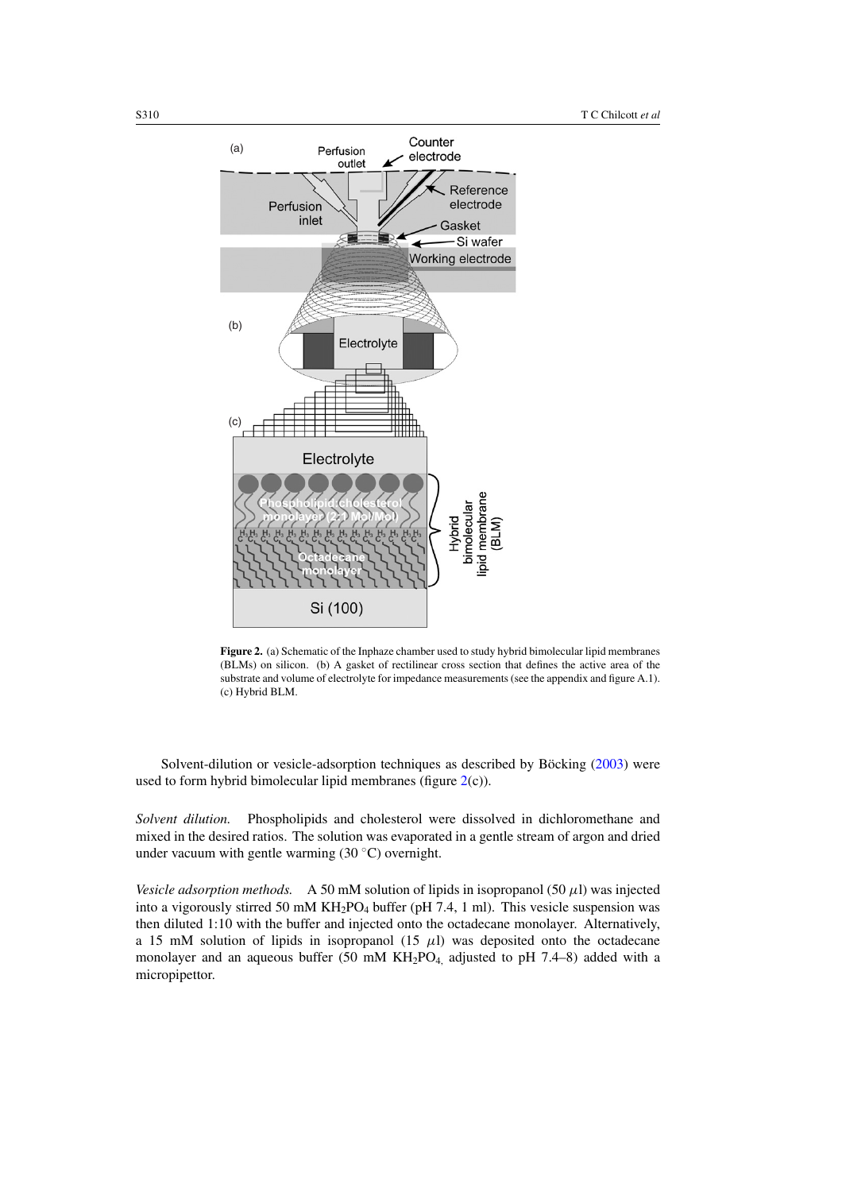**Figure 2.** (a) Schematic of the Inphaze chamber used to study hybrid bimolecular lipid membranes (BLMs) on silicon. (b) A gasket of rectilinear cross section that defines the active area of the substrate and volume of electrolyte for impedance measurements (see the appendix and figure A.1). (c) Hybrid BLM.

Solvent-dilution or vesicle-adsorption techniques as described by Böcking (2003) were used to form hybrid bimolecular lipid membranes (figure 2(c)).

*Solvent dilution.* Phospholipids and cholesterol were dissolved in dichloromethane and mixed in the desired ratios. The solution was evaporated in a gentle stream of argon and dried under vacuum with gentle warming (30 °C) overnight.

*Vesicle adsorption methods.* A 50 mM solution of lipids in isopropanol (50 $\mu$l) was injected into a vigorously stirred 50 mM $KH_2PO_4$ buffer (pH 7.4, 1 ml). This vesicle suspension was then diluted 1:10 with the buffer and injected onto the octadecane monolayer. Alternatively, a 15 mM solution of lipids in isopropanol (15 $\mu$l) was deposited onto the octadecane monolayer and an aqueous buffer (50 mM $KH_2PO_4$, adjusted to pH 7.4–8) added with a micropipettor.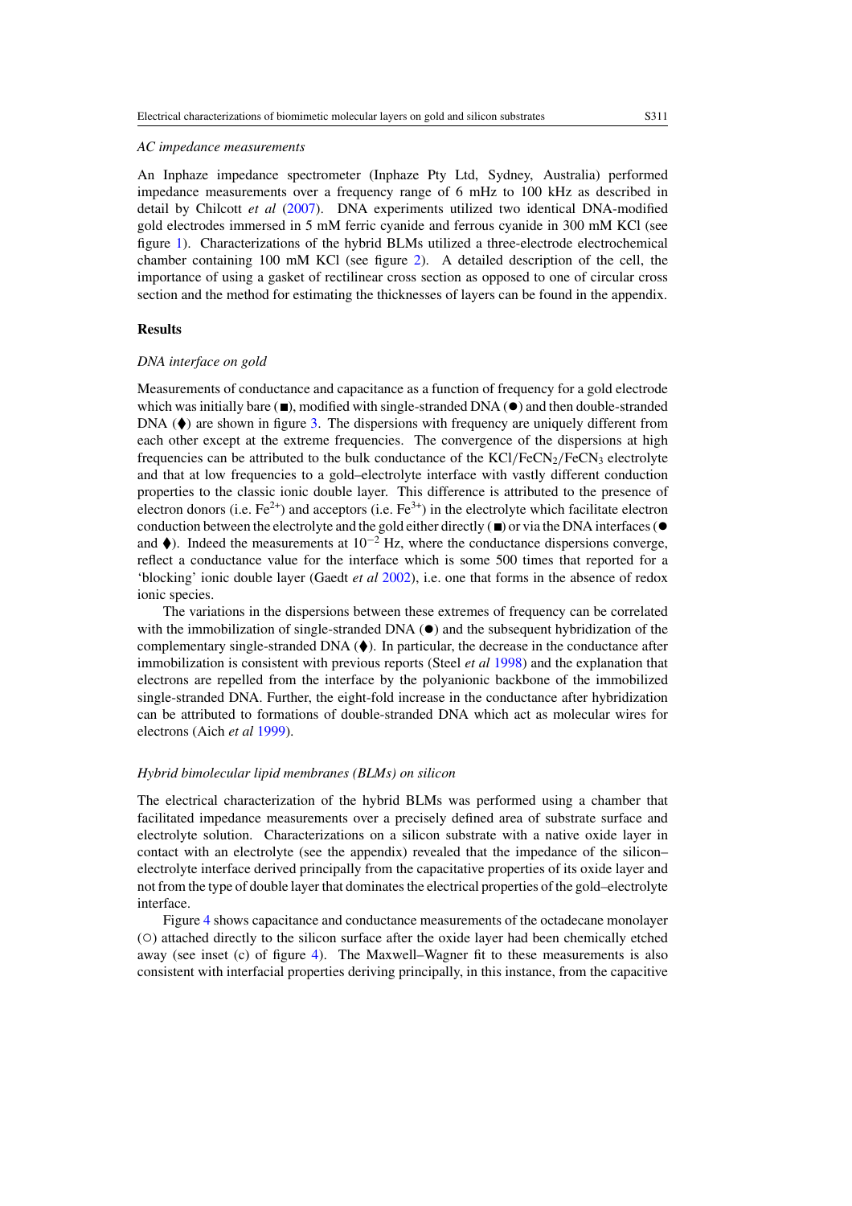*AC impedance measurements*

An Inphaze impedance spectrometer (Inphaze Pty Ltd, Sydney, Australia) performed impedance measurements over a frequency range of 6 mHz to 100 kHz as described in detail by Chilcott *et al* (2007). DNA experiments utilized two identical DNA-modified gold electrodes immersed in 5 mM ferric cyanide and ferrous cyanide in 300 mM KCl (see figure 1). Characterizations of the hybrid BLMs utilized a three-electrode electrochemical chamber containing 100 mM KCl (see figure 2). A detailed description of the cell, the importance of using a gasket of rectilinear cross section as opposed to one of circular cross section and the method for estimating the thicknesses of layers can be found in the appendix.

## Results

*DNA interface on gold*

Measurements of conductance and capacitance as a function of frequency for a gold electrode which was initially bare (■), modified with single-stranded DNA (●) and then double-stranded DNA (⧫) are shown in figure 3. The dispersions with frequency are uniquely different from each other except at the extreme frequencies. The convergence of the dispersions at high frequencies can be attributed to the bulk conductance of the $KCl/FeCN_2/FeCN_3$ electrolyte and that at low frequencies to a gold–electrolyte interface with vastly different conduction properties to the classic ionic double layer. This difference is attributed to the presence of electron donors (i.e. $Fe^{2+}$) and acceptors (i.e. $Fe^{3+}$) in the electrolyte which facilitate electron conduction between the electrolyte and the gold either directly (■) or via the DNA interfaces (● and ⧫). Indeed the measurements at $10^{-2}$ Hz, where the conductance dispersions converge, reflect a conductance value for the interface which is some 500 times that reported for a 'blocking' ionic double layer (Gaedt *et al* 2002), i.e. one that forms in the absence of redox ionic species.

The variations in the dispersions between these extremes of frequency can be correlated with the immobilization of single-stranded DNA (●) and the subsequent hybridization of the complementary single-stranded DNA (⧫). In particular, the decrease in the conductance after immobilization is consistent with previous reports (Steel *et al* 1998) and the explanation that electrons are repelled from the interface by the polyanionic backbone of the immobilized single-stranded DNA. Further, the eight-fold increase in the conductance after hybridization can be attributed to formations of double-stranded DNA which act as molecular wires for electrons (Aich *et al* 1999).

*Hybrid bimolecular lipid membranes (BLMs) on silicon*

The electrical characterization of the hybrid BLMs was performed using a chamber that facilitated impedance measurements over a precisely defined area of substrate surface and electrolyte solution. Characterizations on a silicon substrate with a native oxide layer in contact with an electrolyte (see the appendix) revealed that the impedance of the silicon–electrolyte interface derived principally from the capacitative properties of its oxide layer and not from the type of double layer that dominates the electrical properties of the gold–electrolyte interface.

Figure 4 shows capacitance and conductance measurements of the octadecane monolayer (○) attached directly to the silicon surface after the oxide layer had been chemically etched away (see inset (c) of figure 4). The Maxwell–Wagner fit to these measurements is also consistent with interfacial properties deriving principally, in this instance, from the capacitive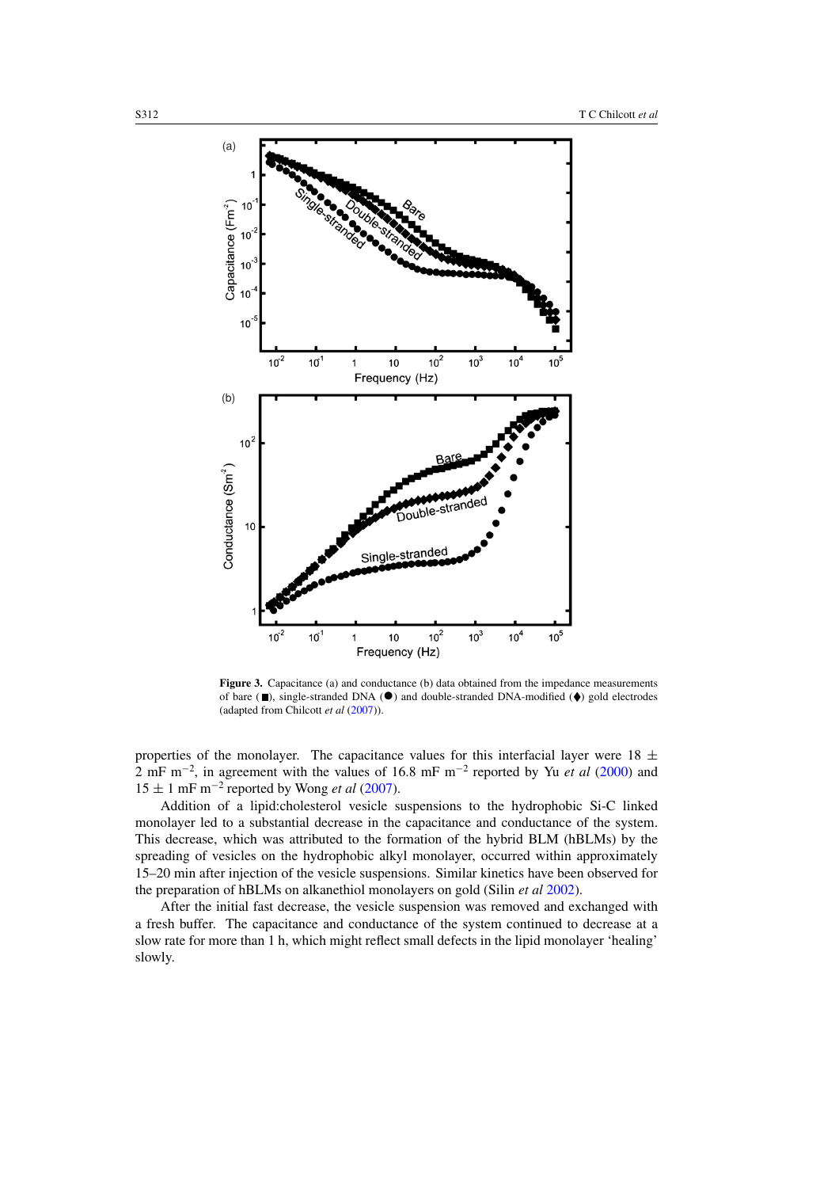**Figure 3.** Capacitance (a) and conductance (b) data obtained from the impedance measurements of bare (■), single-stranded DNA (●) and double-stranded DNA-modified (♦) gold electrodes (adapted from Chilcott *et al* (2007)).

properties of the monolayer. The capacitance values for this interfacial layer were 18 ± 2 mF m$^{-2}$, in agreement with the values of 16.8 mF m$^{-2}$ reported by Yu *et al* (2000) and 15 ± 1 mF m$^{-2}$ reported by Wong *et al* (2007).

Addition of a lipid:cholesterol vesicle suspensions to the hydrophobic Si-C linked monolayer led to a substantial decrease in the capacitance and conductance of the system. This decrease, which was attributed to the formation of the hybrid BLM (hBLMs) by the spreading of vesicles on the hydrophobic alkyl monolayer, occurred within approximately 15–20 min after injection of the vesicle suspensions. Similar kinetics have been observed for the preparation of hBLMs on alkanethiol monolayers on gold (Silin *et al* 2002).

After the initial fast decrease, the vesicle suspension was removed and exchanged with a fresh buffer. The capacitance and conductance of the system continued to decrease at a slow rate for more than 1 h, which might reflect small defects in the lipid monolayer 'healing' slowly.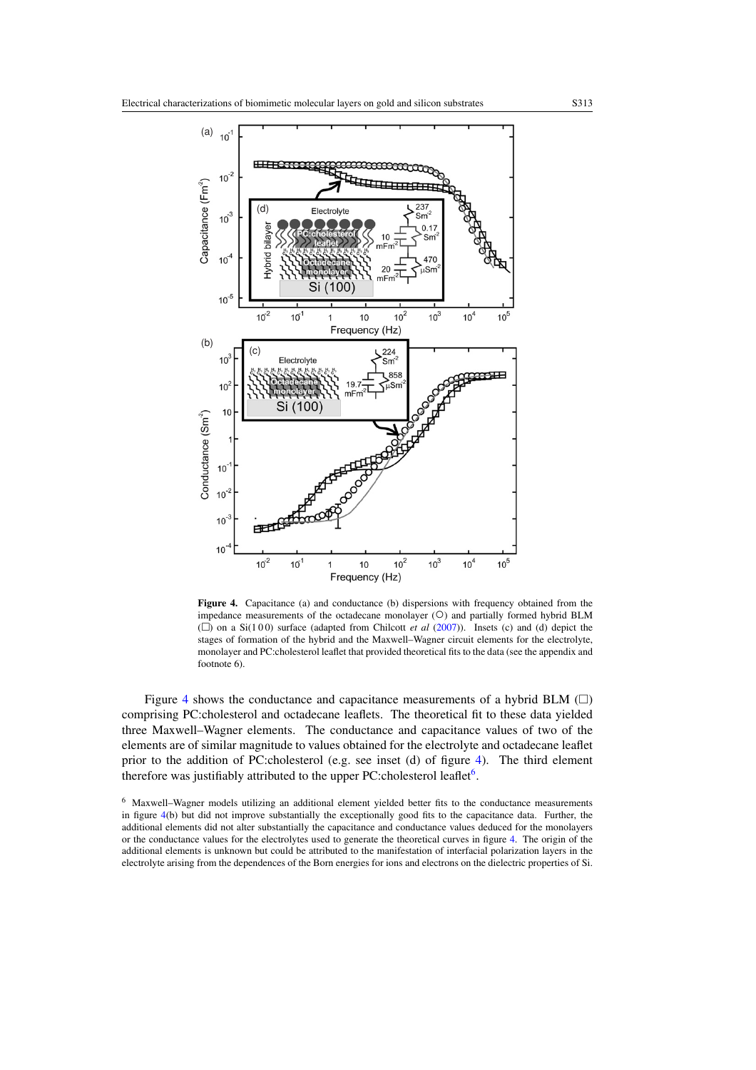**Figure 4.** Capacitance (a) and conductance (b) dispersions with frequency obtained from the impedance measurements of the octadecane monolayer (○) and partially formed hybrid BLM (□) on a Si(1 0 0) surface (adapted from Chilcott *et al* (2007)). Insets (c) and (d) depict the stages of formation of the hybrid and the Maxwell–Wagner circuit elements for the electrolyte, monolayer and PC:cholesterol leaflet that provided theoretical fits to the data (see the appendix and footnote 6).

Figure 4 shows the conductance and capacitance measurements of a hybrid BLM (□) comprising PC:cholesterol and octadecane leaflets. The theoretical fit to these data yielded three Maxwell–Wagner elements. The conductance and capacitance values of two of the elements are of similar magnitude to values obtained for the electrolyte and octadecane leaflet prior to the addition of PC:cholesterol (e.g. see inset (d) of figure 4). The third element therefore was justifiably attributed to the upper PC:cholesterol leaflet[6].

[6] Maxwell–Wagner models utilizing an additional element yielded better fits to the conductance measurements in figure 4(b) but did not improve substantially the exceptionally good fits to the capacitance data. Further, the additional elements did not alter substantially the capacitance and conductance values deduced for the monolayers or the conductance values for the electrolytes used to generate the theoretical curves in figure 4. The origin of the additional elements is unknown but could be attributed to the manifestation of interfacial polarization layers in the electrolyte arising from the dependences of the Born energies for ions and electrons on the dielectric properties of Si.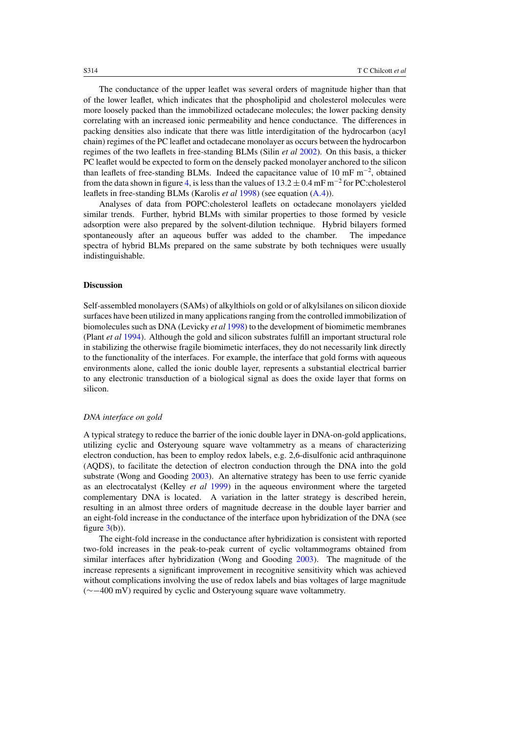The conductance of the upper leaflet was several orders of magnitude higher than that of the lower leaflet, which indicates that the phospholipid and cholesterol molecules were more loosely packed than the immobilized octadecane molecules; the lower packing density correlating with an increased ionic permeability and hence conductance. The differences in packing densities also indicate that there was little interdigitation of the hydrocarbon (acyl chain) regimes of the PC leaflet and octadecane monolayer as occurs between the hydrocarbon regimes of the two leaflets in free-standing BLMs (Silin *et al* 2002). On this basis, a thicker PC leaflet would be expected to form on the densely packed monolayer anchored to the silicon than leaflets of free-standing BLMs. Indeed the capacitance value of 10 mF $m^{-2}$, obtained from the data shown in figure 4, is less than the values of $13.2 \pm 0.4$ mF $m^{-2}$ for PC:cholesterol leaflets in free-standing BLMs (Karolis *et al* 1998) (see equation (A.4)).

Analyses of data from POPC:cholesterol leaflets on octadecane monolayers yielded similar trends. Further, hybrid BLMs with similar properties to those formed by vesicle adsorption were also prepared by the solvent-dilution technique. Hybrid bilayers formed spontaneously after an aqueous buffer was added to the chamber. The impedance spectra of hybrid BLMs prepared on the same substrate by both techniques were usually indistinguishable.

## Discussion

Self-assembled monolayers (SAMs) of alkylthiols on gold or of alkylsilanes on silicon dioxide surfaces have been utilized in many applications ranging from the controlled immobilization of biomolecules such as DNA (Levicky *et al* 1998) to the development of biomimetic membranes (Plant *et al* 1994). Although the gold and silicon substrates fulfill an important structural role in stabilizing the otherwise fragile biomimetic interfaces, they do not necessarily link directly to the functionality of the interfaces. For example, the interface that gold forms with aqueous environments alone, called the ionic double layer, represents a substantial electrical barrier to any electronic transduction of a biological signal as does the oxide layer that forms on silicon.

### *DNA interface on gold*

A typical strategy to reduce the barrier of the ionic double layer in DNA-on-gold applications, utilizing cyclic and Osteryoung square wave voltammetry as a means of characterizing electron conduction, has been to employ redox labels, e.g. 2,6-disulfonic acid anthraquinone (AQDS), to facilitate the detection of electron conduction through the DNA into the gold substrate (Wong and Gooding 2003). An alternative strategy has been to use ferric cyanide as an electrocatalyst (Kelley *et al* 1999) in the aqueous environment where the targeted complementary DNA is located. A variation in the latter strategy is described herein, resulting in an almost three orders of magnitude decrease in the double layer barrier and an eight-fold increase in the conductance of the interface upon hybridization of the DNA (see figure 3(b)).

The eight-fold increase in the conductance after hybridization is consistent with reported two-fold increases in the peak-to-peak current of cyclic voltammograms obtained from similar interfaces after hybridization (Wong and Gooding 2003). The magnitude of the increase represents a significant improvement in recognitive sensitivity which was achieved without complications involving the use of redox labels and bias voltages of large magnitude ($\sim -400$ mV) required by cyclic and Osteryoung square wave voltammetry.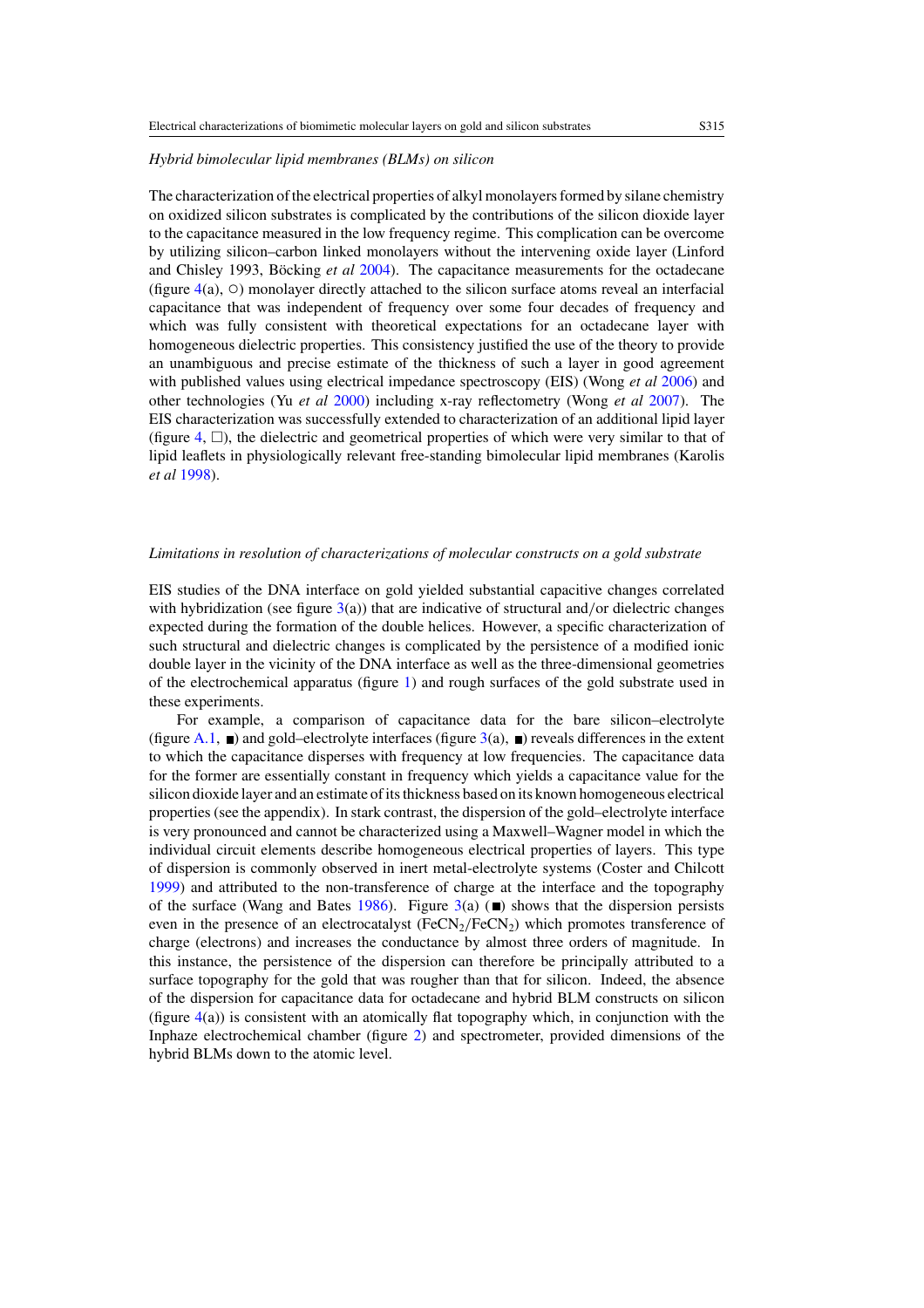*Hybrid bimolecular lipid membranes (BLMs) on silicon*

The characterization of the electrical properties of alkyl monolayers formed by silane chemistry on oxidized silicon substrates is complicated by the contributions of the silicon dioxide layer to the capacitance measured in the low frequency regime. This complication can be overcome by utilizing silicon–carbon linked monolayers without the intervening oxide layer (Linford and Chisley 1993, Böcking *et al* 2004). The capacitance measurements for the octadecane (figure 4(a), ○) monolayer directly attached to the silicon surface atoms reveal an interfacial capacitance that was independent of frequency over some four decades of frequency and which was fully consistent with theoretical expectations for an octadecane layer with homogeneous dielectric properties. This consistency justified the use of the theory to provide an unambiguous and precise estimate of the thickness of such a layer in good agreement with published values using electrical impedance spectroscopy (EIS) (Wong *et al* 2006) and other technologies (Yu *et al* 2000) including x-ray reflectometry (Wong *et al* 2007). The EIS characterization was successfully extended to characterization of an additional lipid layer (figure 4, □), the dielectric and geometrical properties of which were very similar to that of lipid leaflets in physiologically relevant free-standing bimolecular lipid membranes (Karolis *et al* 1998).

*Limitations in resolution of characterizations of molecular constructs on a gold substrate*

EIS studies of the DNA interface on gold yielded substantial capacitive changes correlated with hybridization (see figure 3(a)) that are indicative of structural and/or dielectric changes expected during the formation of the double helices. However, a specific characterization of such structural and dielectric changes is complicated by the persistence of a modified ionic double layer in the vicinity of the DNA interface as well as the three-dimensional geometries of the electrochemical apparatus (figure 1) and rough surfaces of the gold substrate used in these experiments.

For example, a comparison of capacitance data for the bare silicon–electrolyte (figure A.1, ■) and gold–electrolyte interfaces (figure 3(a), ■) reveals differences in the extent to which the capacitance disperses with frequency at low frequencies. The capacitance data for the former are essentially constant in frequency which yields a capacitance value for the silicon dioxide layer and an estimate of its thickness based on its known homogeneous electrical properties (see the appendix). In stark contrast, the dispersion of the gold–electrolyte interface is very pronounced and cannot be characterized using a Maxwell–Wagner model in which the individual circuit elements describe homogeneous electrical properties of layers. This type of dispersion is commonly observed in inert metal-electrolyte systems (Coster and Chilcott 1999) and attributed to the non-transference of charge at the interface and the topography of the surface (Wang and Bates 1986). Figure 3(a) (■) shows that the dispersion persists even in the presence of an electrocatalyst ($FeCN_2/FeCN_2$) which promotes transference of charge (electrons) and increases the conductance by almost three orders of magnitude. In this instance, the persistence of the dispersion can therefore be principally attributed to a surface topography for the gold that was rougher than that for silicon. Indeed, the absence of the dispersion for capacitance data for octadecane and hybrid BLM constructs on silicon (figure 4(a)) is consistent with an atomically flat topography which, in conjunction with the Inphaze electrochemical chamber (figure 2) and spectrometer, provided dimensions of the hybrid BLMs down to the atomic level.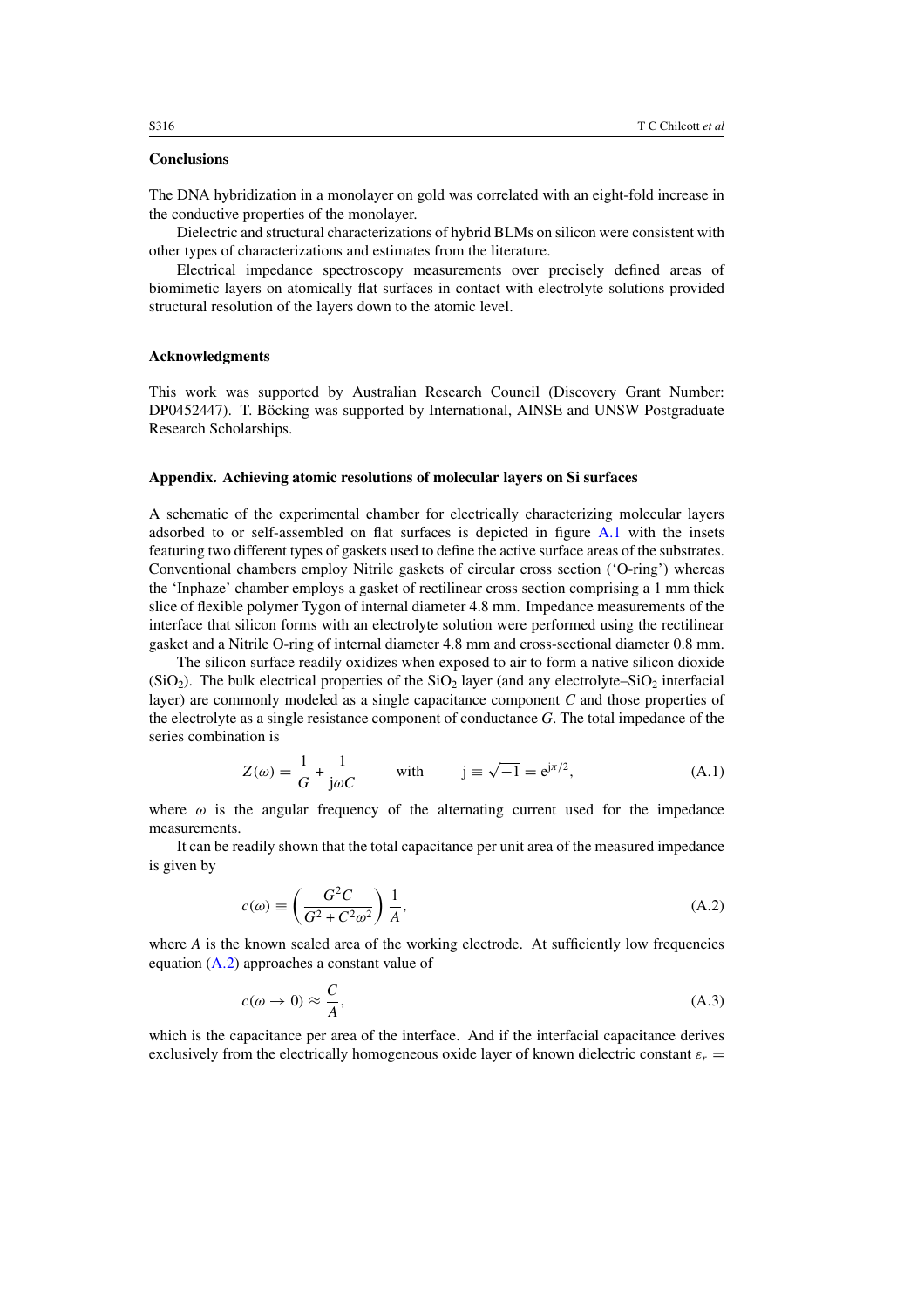## Conclusions

The DNA hybridization in a monolayer on gold was correlated with an eight-fold increase in the conductive properties of the monolayer.

Dielectric and structural characterizations of hybrid BLMs on silicon were consistent with other types of characterizations and estimates from the literature.

Electrical impedance spectroscopy measurements over precisely defined areas of biomimetic layers on atomically flat surfaces in contact with electrolyte solutions provided structural resolution of the layers down to the atomic level.

## Acknowledgments

This work was supported by Australian Research Council (Discovery Grant Number: DP0452447). T. Böcking was supported by International, AINSE and UNSW Postgraduate Research Scholarships.

## Appendix. Achieving atomic resolutions of molecular layers on Si surfaces

A schematic of the experimental chamber for electrically characterizing molecular layers adsorbed to or self-assembled on flat surfaces is depicted in figure A.1 with the insets featuring two different types of gaskets used to define the active surface areas of the substrates. Conventional chambers employ Nitrile gaskets of circular cross section ('O-ring') whereas the 'Inphaze' chamber employs a gasket of rectilinear cross section comprising a 1 mm thick slice of flexible polymer Tygon of internal diameter 4.8 mm. Impedance measurements of the interface that silicon forms with an electrolyte solution were performed using the rectilinear gasket and a Nitrile O-ring of internal diameter 4.8 mm and cross-sectional diameter 0.8 mm.

The silicon surface readily oxidizes when exposed to air to form a native silicon dioxide ($SiO_2$). The bulk electrical properties of the $SiO_2$ layer (and any electrolyte–$SiO_2$ interfacial layer) are commonly modeled as a single capacitance component $C$ and those properties of the electrolyte as a single resistance component of conductance $G$. The total impedance of the series combination is

$$Z(\omega) = \frac{1}{G} + \frac{1}{\mathrm{j}\omega C} \qquad \text{with} \qquad \mathrm{j} \equiv \sqrt{-1} = \mathrm{e}^{\mathrm{j}\pi/2}, \tag{A.1}$$

where $\omega$ is the angular frequency of the alternating current used for the impedance measurements.

It can be readily shown that the total capacitance per unit area of the measured impedance is given by

$$c(\omega) \equiv \left(\frac{G^2 C}{G^2 + C^2\omega^2}\right)\frac{1}{A}, \tag{A.2}$$

where $A$ is the known sealed area of the working electrode. At sufficiently low frequencies equation (A.2) approaches a constant value of

$$c(\omega \to 0) \approx \frac{C}{A}, \tag{A.3}$$

which is the capacitance per area of the interface. And if the interfacial capacitance derives exclusively from the electrically homogeneous oxide layer of known dielectric constant $\varepsilon_r =$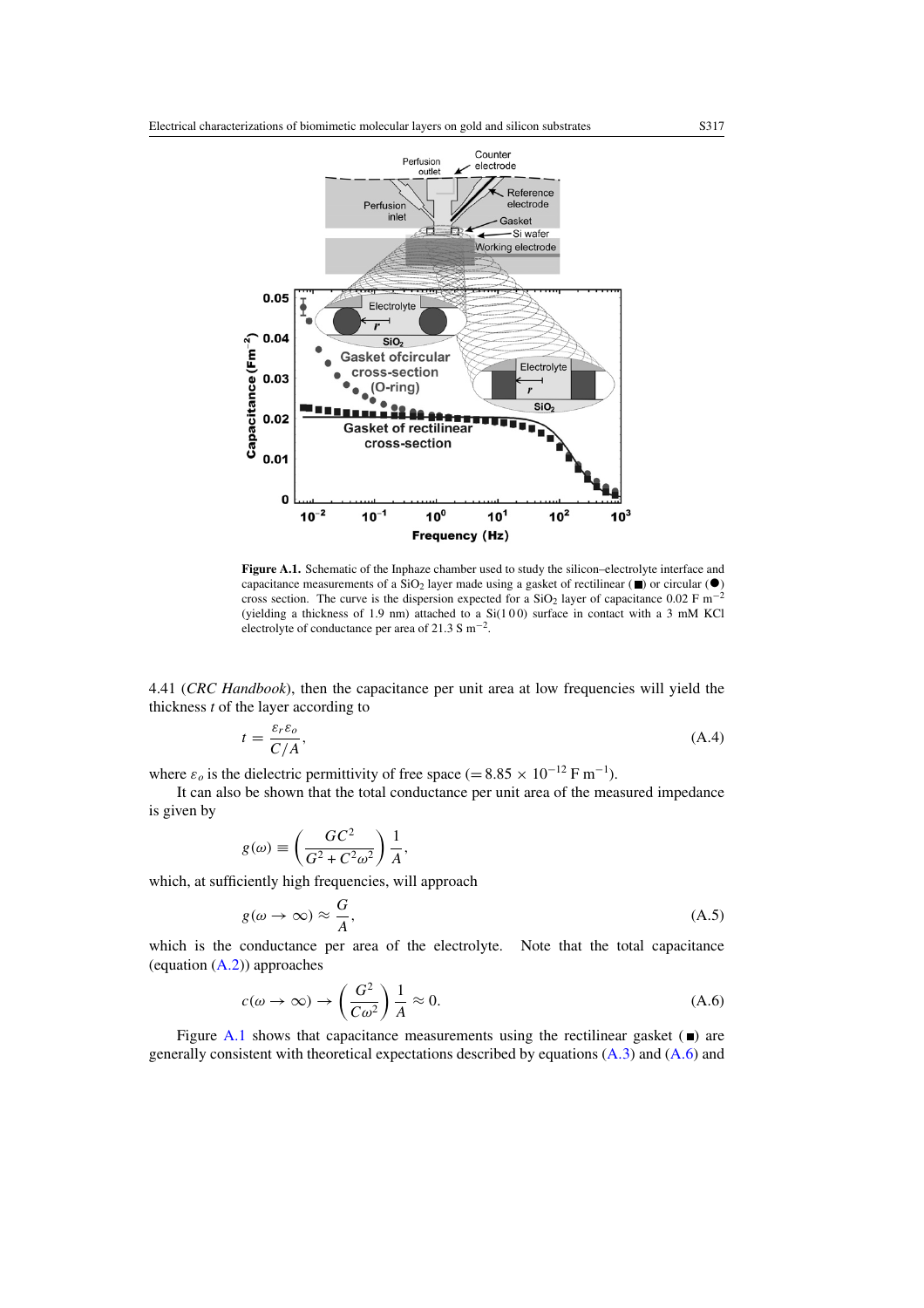**Figure A.1.** Schematic of the Inphaze chamber used to study the silicon–electrolyte interface and capacitance measurements of a $SiO_2$ layer made using a gasket of rectilinear (■) or circular (●) cross section. The curve is the dispersion expected for a $SiO_2$ layer of capacitance 0.02 F $m^{-2}$ (yielding a thickness of 1.9 nm) attached to a Si(1 0 0) surface in contact with a 3 mM KCl electrolyte of conductance per area of 21.3 S $m^{-2}$.

4.41 (*CRC Handbook*), then the capacitance per unit area at low frequencies will yield the thickness $t$ of the layer according to

$$t = \frac{\varepsilon_r \varepsilon_o}{C/A}, \tag{A.4}$$

where $\varepsilon_o$ is the dielectric permittivity of free space ($= 8.85 \times 10^{-12}$ F $m^{-1}$).

It can also be shown that the total conductance per unit area of the measured impedance is given by

$$g(\omega) \equiv \left(\frac{GC^2}{G^2 + C^2\omega^2}\right)\frac{1}{A},$$

which, at sufficiently high frequencies, will approach

$$g(\omega \to \infty) \approx \frac{G}{A}, \tag{A.5}$$

which is the conductance per area of the electrolyte. Note that the total capacitance (equation (A.2)) approaches

$$c(\omega \to \infty) \to \left(\frac{G^2}{C\omega^2}\right)\frac{1}{A} \approx 0. \tag{A.6}$$

Figure A.1 shows that capacitance measurements using the rectilinear gasket (■) are generally consistent with theoretical expectations described by equations (A.3) and (A.6) and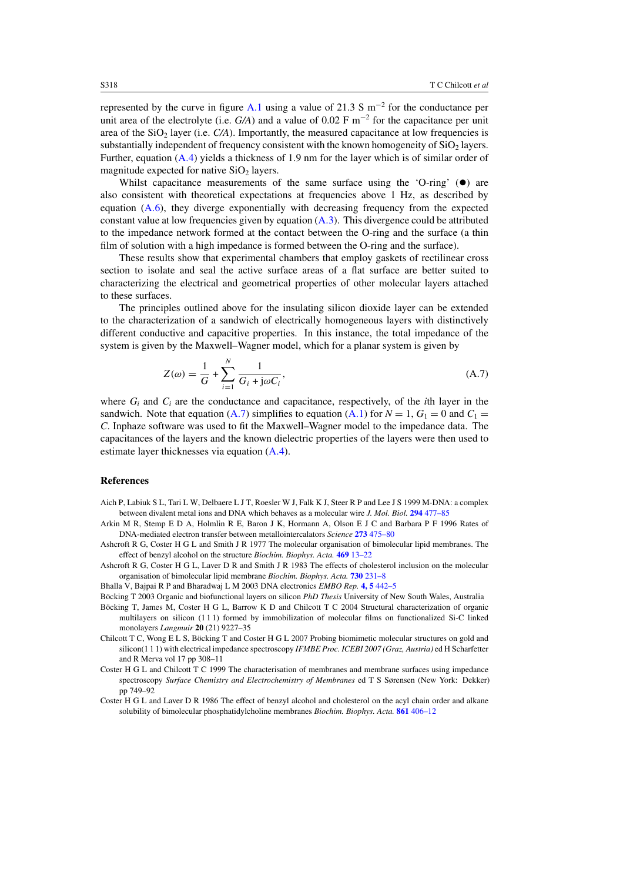represented by the curve in figure A.1 using a value of 21.3 S $m^{-2}$ for the conductance per unit area of the electrolyte (i.e. *G/A*) and a value of 0.02 F $m^{-2}$ for the capacitance per unit area of the $SiO_2$ layer (i.e. *C/A*). Importantly, the measured capacitance at low frequencies is substantially independent of frequency consistent with the known homogeneity of $SiO_2$ layers. Further, equation (A.4) yields a thickness of 1.9 nm for the layer which is of similar order of magnitude expected for native $SiO_2$ layers.

Whilst capacitance measurements of the same surface using the 'O-ring' (●) are also consistent with theoretical expectations at frequencies above 1 Hz, as described by equation (A.6), they diverge exponentially with decreasing frequency from the expected constant value at low frequencies given by equation (A.3). This divergence could be attributed to the impedance network formed at the contact between the O-ring and the surface (a thin film of solution with a high impedance is formed between the O-ring and the surface).

These results show that experimental chambers that employ gaskets of rectilinear cross section to isolate and seal the active surface areas of a flat surface are better suited to characterizing the electrical and geometrical properties of other molecular layers attached to these surfaces.

The principles outlined above for the insulating silicon dioxide layer can be extended to the characterization of a sandwich of electrically homogeneous layers with distinctively different conductive and capacitive properties. In this instance, the total impedance of the system is given by the Maxwell–Wagner model, which for a planar system is given by

$$Z(\omega) = \frac{1}{G} + \sum_{i=1}^{N} \frac{1}{G_i + \mathrm{j}\omega C_i}, \tag{A.7}$$

where $G_i$ and $C_i$ are the conductance and capacitance, respectively, of the *i*th layer in the sandwich. Note that equation (A.7) simplifies to equation (A.1) for $N = 1$, $G_1 = 0$ and $C_1 = C$. Inphaze software was used to fit the Maxwell–Wagner model to the impedance data. The capacitances of the layers and the known dielectric properties of the layers were then used to estimate layer thicknesses via equation (A.4).

## References

Aich P, Labiuk S L, Tari L W, Delbaere L J T, Roesler W J, Falk K J, Steer R P and Lee J S 1999 M-DNA: a complex between divalent metal ions and DNA which behaves as a molecular wire *J. Mol. Biol.* **294** 477–85

Arkin M R, Stemp E D A, Holmlin R E, Baron J K, Hormann A, Olson E J C and Barbara P F 1996 Rates of DNA-mediated electron transfer between metallointercalators *Science* **273** 475–80

Ashcroft R G, Coster H G L and Smith J R 1977 The molecular organisation of bimolecular lipid membranes. The effect of benzyl alcohol on the structure *Biochim. Biophys. Acta.* **469** 13–22

Ashcroft R G, Coster H G L, Laver D R and Smith J R 1983 The effects of cholesterol inclusion on the molecular organisation of bimolecular lipid membrane *Biochim. Biophys. Acta.* **730** 231–8

Bhalla V, Bajpai R P and Bharadwaj L M 2003 DNA electronics *EMBO Rep.* **4, 5** 442–5

Böcking T 2003 Organic and biofunctional layers on silicon *PhD Thesis* University of New South Wales, Australia

Böcking T, James M, Coster H G L, Barrow K D and Chilcott T C 2004 Structural characterization of organic multilayers on silicon (1 1 1) formed by immobilization of molecular films on functionalized Si-C linked monolayers *Langmuir* **20** (21) 9227–35

Chilcott T C, Wong E L S, Böcking T and Coster H G L 2007 Probing biomimetic molecular structures on gold and silicon(1 1 1) with electrical impedance spectroscopy *IFMBE Proc. ICEBI 2007 (Graz, Austria)* ed H Scharfetter and R Merva vol 17 pp 308–11

Coster H G L and Chilcott T C 1999 The characterisation of membranes and membrane surfaces using impedance spectroscopy *Surface Chemistry and Electrochemistry of Membranes* ed T S Sørensen (New York: Dekker) pp 749–92

Coster H G L and Laver D R 1986 The effect of benzyl alcohol and cholesterol on the acyl chain order and alkane solubility of bimolecular phosphatidylcholine membranes *Biochim. Biophys. Acta.* **861** 406–12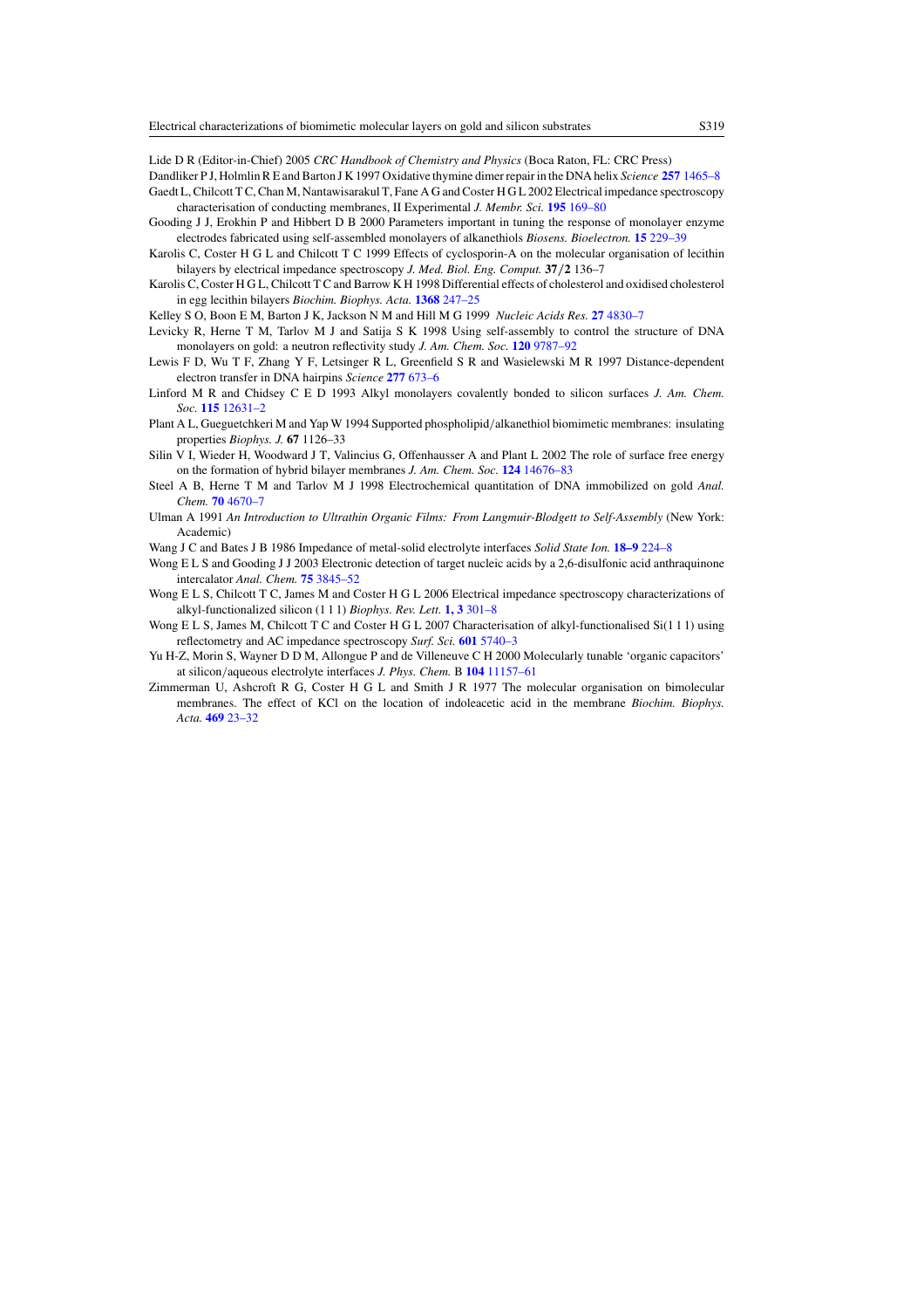Lide D R (Editor-in-Chief) 2005 *CRC Handbook of Chemistry and Physics* (Boca Raton, FL: CRC Press)

Dandliker P J, Holmlin R E and Barton J K 1997 Oxidative thymine dimer repair in the DNA helix *Science* **257** 1465–8

Gaedt L, Chilcott T C, Chan M, Nantawisarakul T, Fane A G and Coster H G L 2002 Electrical impedance spectroscopy characterisation of conducting membranes, II Experimental *J. Membr. Sci.* **195** 169–80

Gooding J J, Erokhin P and Hibbert D B 2000 Parameters important in tuning the response of monolayer enzyme electrodes fabricated using self-assembled monolayers of alkanethiols *Biosens. Bioelectron.* **15** 229–39

Karolis C, Coster H G L and Chilcott T C 1999 Effects of cyclosporin-A on the molecular organisation of lecithin bilayers by electrical impedance spectroscopy *J. Med. Biol. Eng. Comput.* **37/2** 136–7

Karolis C, Coster H G L, Chilcott T C and Barrow K H 1998 Differential effects of cholesterol and oxidised cholesterol in egg lecithin bilayers *Biochim. Biophys. Acta.* **1368** 247–25

Kelley S O, Boon E M, Barton J K, Jackson N M and Hill M G 1999 *Nucleic Acids Res.* **27** 4830–7

Levicky R, Herne T M, Tarlov M J and Satija S K 1998 Using self-assembly to control the structure of DNA monolayers on gold: a neutron reflectivity study *J. Am. Chem. Soc.* **120** 9787–92

Lewis F D, Wu T F, Zhang Y F, Letsinger R L, Greenfield S R and Wasielewski M R 1997 Distance-dependent electron transfer in DNA hairpins *Science* **277** 673–6

Linford M R and Chidsey C E D 1993 Alkyl monolayers covalently bonded to silicon surfaces *J. Am. Chem. Soc.* **115** 12631–2

Plant A L, Gueguetchkeri M and Yap W 1994 Supported phospholipid/alkanethiol biomimetic membranes: insulating properties *Biophys. J.* **67** 1126–33

Silin V I, Wieder H, Woodward J T, Valincius G, Offenhausser A and Plant L 2002 The role of surface free energy on the formation of hybrid bilayer membranes *J. Am. Chem. Soc.* **124** 14676–83

Steel A B, Herne T M and Tarlov M J 1998 Electrochemical quantitation of DNA immobilized on gold *Anal. Chem.* **70** 4670–7

Ulman A 1991 *An Introduction to Ultrathin Organic Films: From Langmuir-Blodgett to Self-Assembly* (New York: Academic)

Wang J C and Bates J B 1986 Impedance of metal-solid electrolyte interfaces *Solid State Ion.* **18–9** 224–8

Wong E L S and Gooding J J 2003 Electronic detection of target nucleic acids by a 2,6-disulfonic acid anthraquinone intercalator *Anal. Chem.* **75** 3845–52

Wong E L S, Chilcott T C, James M and Coster H G L 2006 Electrical impedance spectroscopy characterizations of alkyl-functionalized silicon (1 1 1) *Biophys. Rev. Lett.* **1, 3** 301–8

Wong E L S, James M, Chilcott T C and Coster H G L 2007 Characterisation of alkyl-functionalised Si(1 1 1) using reflectometry and AC impedance spectroscopy *Surf. Sci.* **601** 5740–3

Yu H-Z, Morin S, Wayner D D M, Allongue P and de Villeneuve C H 2000 Molecularly tunable 'organic capacitors' at silicon/aqueous electrolyte interfaces *J. Phys. Chem.* B **104** 11157–61

Zimmerman U, Ashcroft R G, Coster H G L and Smith J R 1977 The molecular organisation on bimolecular membranes. The effect of KCl on the location of indoleacetic acid in the membrane *Biochim. Biophys. Acta.* **469** 23–32